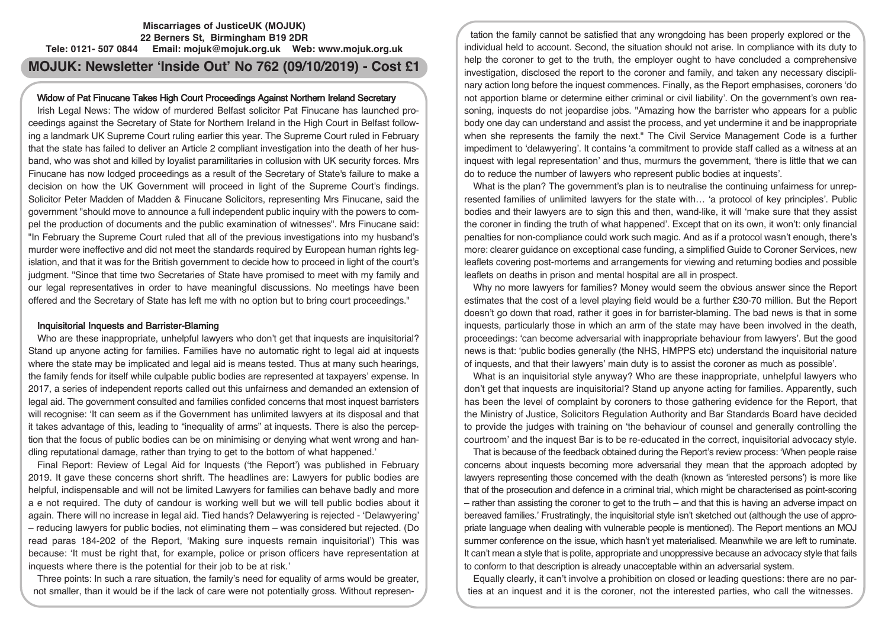**Miscarriages of JusticeUK (MOJUK)**
**22 Berners St, Birmingham B19 2DR**
**Tele: 0121- 507 0844 Email: mojuk@mojuk.org.uk Web: www.mojuk.org.uk**

# MOJUK: Newsletter 'Inside Out' No 762 (09/10/2019) - Cost £1

## Widow of Pat Finucane Takes High Court Proceedings Against Northern Ireland Secretary

Irish Legal News: The widow of murdered Belfast solicitor Pat Finucane has launched proceedings against the Secretary of State for Northern Ireland in the High Court in Belfast following a landmark UK Supreme Court ruling earlier this year. The Supreme Court ruled in February that the state has failed to deliver an Article 2 compliant investigation into the death of her husband, who was shot and killed by loyalist paramilitaries in collusion with UK security forces. Mrs Finucane has now lodged proceedings as a result of the Secretary of State's failure to make a decision on how the UK Government will proceed in light of the Supreme Court's findings. Solicitor Peter Madden of Madden & Finucane Solicitors, representing Mrs Finucane, said the government "should move to announce a full independent public inquiry with the powers to compel the production of documents and the public examination of witnesses". Mrs Finucane said: "In February the Supreme Court ruled that all of the previous investigations into my husband's murder were ineffective and did not meet the standards required by European human rights legislation, and that it was for the British government to decide how to proceed in light of the court's judgment. "Since that time two Secretaries of State have promised to meet with my family and our legal representatives in order to have meaningful discussions. No meetings have been offered and the Secretary of State has left me with no option but to bring court proceedings."

## Inquisitorial Inquests and Barrister-Blaming

Who are these inappropriate, unhelpful lawyers who don't get that inquests are inquisitorial? Stand up anyone acting for families. Families have no automatic right to legal aid at inquests where the state may be implicated and legal aid is means tested. Thus at many such hearings, the family fends for itself while culpable public bodies are represented at taxpayers' expense. In 2017, a series of independent reports called out this unfairness and demanded an extension of legal aid. The government consulted and families confided concerns that most inquest barristers will recognise: 'It can seem as if the Government has unlimited lawyers at its disposal and that it takes advantage of this, leading to "inequality of arms" at inquests. There is also the perception that the focus of public bodies can be on minimising or denying what went wrong and handling reputational damage, rather than trying to get to the bottom of what happened.'

Final Report: Review of Legal Aid for Inquests ('the Report') was published in February 2019. It gave these concerns short shrift. The headlines are: Lawyers for public bodies are helpful, indispensable and will not be limited Lawyers for families can behave badly and more a e not required. The duty of candour is working well but we will tell public bodies about it again. There will no increase in legal aid. Tied hands? Delawyering is rejected - 'Delawyering' – reducing lawyers for public bodies, not eliminating them – was considered but rejected. (Do read paras 184-202 of the Report, 'Making sure inquests remain inquisitorial') This was because: 'It must be right that, for example, police or prison officers have representation at inquests where there is the potential for their job to be at risk.'

Three points: In such a rare situation, the family's need for equality of arms would be greater, not smaller, than it would be if the lack of care were not potentially gross. Without representation the family cannot be satisfied that any wrongdoing has been properly explored or the individual held to account. Second, the situation should not arise. In compliance with its duty to help the coroner to get to the truth, the employer ought to have concluded a comprehensive investigation, disclosed the report to the coroner and family, and taken any necessary disciplinary action long before the inquest commences. Finally, as the Report emphasises, coroners 'do not apportion blame or determine either criminal or civil liability'. On the government's own reasoning, inquests do not jeopardise jobs. "Amazing how the barrister who appears for a public body one day can understand and assist the process, and yet undermine it and be inappropriate when she represents the family the next." The Civil Service Management Code is a further impediment to 'delawyering'. It contains 'a commitment to provide staff called as a witness at an inquest with legal representation' and thus, murmurs the government, 'there is little that we can do to reduce the number of lawyers who represent public bodies at inquests'.

What is the plan? The government's plan is to neutralise the continuing unfairness for unrepresented families of unlimited lawyers for the state with… 'a protocol of key principles'. Public bodies and their lawyers are to sign this and then, wand-like, it will 'make sure that they assist the coroner in finding the truth of what happened'. Except that on its own, it won't: only financial penalties for non-compliance could work such magic. And as if a protocol wasn't enough, there's more: clearer guidance on exceptional case funding, a simplified Guide to Coroner Services, new leaflets covering post-mortems and arrangements for viewing and returning bodies and possible leaflets on deaths in prison and mental hospital are all in prospect.

Why no more lawyers for families? Money would seem the obvious answer since the Report estimates that the cost of a level playing field would be a further £30-70 million. But the Report doesn't go down that road, rather it goes in for barrister-blaming. The bad news is that in some inquests, particularly those in which an arm of the state may have been involved in the death, proceedings: 'can become adversarial with inappropriate behaviour from lawyers'. But the good news is that: 'public bodies generally (the NHS, HMPPS etc) understand the inquisitorial nature of inquests, and that their lawyers' main duty is to assist the coroner as much as possible'.

What is an inquisitorial style anyway? Who are these inappropriate, unhelpful lawyers who don't get that inquests are inquisitorial? Stand up anyone acting for families. Apparently, such has been the level of complaint by coroners to those gathering evidence for the Report, that the Ministry of Justice, Solicitors Regulation Authority and Bar Standards Board have decided to provide the judges with training on 'the behaviour of counsel and generally controlling the courtroom' and the inquest Bar is to be re-educated in the correct, inquisitorial advocacy style.

That is because of the feedback obtained during the Report's review process: 'When people raise concerns about inquests becoming more adversarial they mean that the approach adopted by lawyers representing those concerned with the death (known as 'interested persons') is more like that of the prosecution and defence in a criminal trial, which might be characterised as point-scoring – rather than assisting the coroner to get to the truth – and that this is having an adverse impact on bereaved families.' Frustratingly, the inquisitorial style isn't sketched out (although the use of appropriate language when dealing with vulnerable people is mentioned). The Report mentions an MOJ summer conference on the issue, which hasn't yet materialised. Meanwhile we are left to ruminate. It can't mean a style that is polite, appropriate and unoppressive because an advocacy style that fails to conform to that description is already unacceptable within an adversarial system.

Equally clearly, it can't involve a prohibition on closed or leading questions: there are no parties at an inquest and it is the coroner, not the interested parties, who call the witnesses.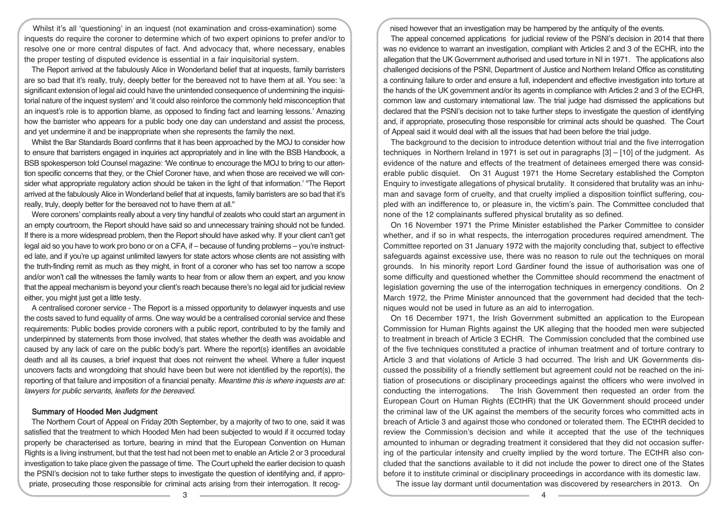Whilst it's all 'questioning' in an inquest (not examination and cross-examination) some inquests do require the coroner to determine which of two expert opinions to prefer and/or to resolve one or more central disputes of fact. And advocacy that, where necessary, enables the proper testing of disputed evidence is essential in a fair inquisitorial system.

The Report arrived at the fabulously Alice in Wonderland belief that at inquests, family barristers are so bad that it's really, truly, deeply better for the bereaved not to have them at all. You see: 'a significant extension of legal aid could have the unintended consequence of undermining the inquisitorial nature of the inquest system' and 'it could also reinforce the commonly held misconception that an inquest's role is to apportion blame, as opposed to finding fact and learning lessons.' Amazing how the barrister who appears for a public body one day can understand and assist the process, and yet undermine it and be inappropriate when she represents the family the next.

Whilst the Bar Standards Board confirms that it has been approached by the MOJ to consider how to ensure that barristers engaged in inquiries act appropriately and in line with the BSB Handbook, a BSB spokesperson told Counsel magazine: 'We continue to encourage the MOJ to bring to our attention specific concerns that they, or the Chief Coroner have, and when those are received we will consider what appropriate regulatory action should be taken in the light of that information.' "The Report arrived at the fabulously Alice in Wonderland belief that at inquests, family barristers are so bad that it's really, truly, deeply better for the bereaved not to have them at all."

Were coroners' complaints really about a very tiny handful of zealots who could start an argument in an empty courtroom, the Report should have said so and unnecessary training should not be funded. If there is a more widespread problem, then the Report should have asked why. If your client can't get legal aid so you have to work pro bono or on a CFA, if – because of funding problems – you're instructed late, and if you're up against unlimited lawyers for state actors whose clients are not assisting with the truth-finding remit as much as they might, in front of a coroner who has set too narrow a scope and/or won't call the witnesses the family wants to hear from or allow them an expert, and you know that the appeal mechanism is beyond your client's reach because there's no legal aid for judicial review either, you might just get a little testy.

A centralised coroner service - The Report is a missed opportunity to delawyer inquests and use the costs saved to fund equality of arms. One way would be a centralised coronial service and these requirements: Public bodies provide coroners with a public report, contributed to by the family and underpinned by statements from those involved, that states whether the death was avoidable and caused by any lack of care on the public body's part. Where the report(s) identifies an avoidable death and all its causes, a brief inquest that does not reinvent the wheel. Where a fuller inquest uncovers facts and wrongdoing that should have been but were not identified by the report(s), the reporting of that failure and imposition of a financial penalty. *Meantime this is where inquests are at: lawyers for public servants, leaflets for the bereaved.*

## Summary of Hooded Men Judgment

The Northern Court of Appeal on Friday 20th September, by a majority of two to one, said it was satisfied that the treatment to which Hooded Men had been subjected to would if it occurred today properly be characterised as torture, bearing in mind that the European Convention on Human Rights is a living instrument, but that the test had not been met to enable an Article 2 or 3 procedural investigation to take place given the passage of time. The Court upheld the earlier decision to quash the PSNI's decision not to take further steps to investigate the question of identifying and, if appropriate, prosecuting those responsible for criminal acts arising from their interrogation. It recognised however that an investigation may be hampered by the antiquity of the events.

The appeal concerned applications for judicial review of the PSNI's decision in 2014 that there was no evidence to warrant an investigation, compliant with Articles 2 and 3 of the ECHR, into the allegation that the UK Government authorised and used torture in NI in 1971. The applications also challenged decisions of the PSNI, Department of Justice and Northern Ireland Office as constituting a continuing failure to order and ensure a full, independent and effective investigation into torture at the hands of the UK government and/or its agents in compliance with Articles 2 and 3 of the ECHR, common law and customary international law. The trial judge had dismissed the applications but declared that the PSNI's decision not to take further steps to investigate the question of identifying and, if appropriate, prosecuting those responsible for criminal acts should be quashed. The Court of Appeal said it would deal with all the issues that had been before the trial judge.

The background to the decision to introduce detention without trial and the five interrogation techniques in Northern Ireland in 1971 is set out in paragraphs [3] – [10] of the judgment. As evidence of the nature and effects of the treatment of detainees emerged there was considerable public disquiet. On 31 August 1971 the Home Secretary established the Compton Enquiry to investigate allegations of physical brutality. It considered that brutality was an inhuman and savage form of cruelty, and that cruelty implied a disposition toinflict suffering, coupled with an indifference to, or pleasure in, the victim's pain. The Committee concluded that none of the 12 complainants suffered physical brutality as so defined.

On 16 November 1971 the Prime Minister established the Parker Committee to consider whether, and if so in what respects, the interrogation procedures required amendment. The Committee reported on 31 January 1972 with the majority concluding that, subject to effective safeguards against excessive use, there was no reason to rule out the techniques on moral grounds. In his minority report Lord Gardiner found the issue of authorisation was one of some difficulty and questioned whether the Committee should recommend the enactment of legislation governing the use of the interrogation techniques in emergency conditions. On 2 March 1972, the Prime Minister announced that the government had decided that the techniques would not be used in future as an aid to interrogation.

On 16 December 1971, the Irish Government submitted an application to the European Commission for Human Rights against the UK alleging that the hooded men were subjected to treatment in breach of Article 3 ECHR. The Commission concluded that the combined use of the five techniques constituted a practice of inhuman treatment and of torture contrary to Article 3 and that violations of Article 3 had occurred. The Irish and UK Governments discussed the possibility of a friendly settlement but agreement could not be reached on the initiation of prosecutions or disciplinary proceedings against the officers who were involved in conducting the interrogations. The Irish Government then requested an order from the European Court on Human Rights (ECtHR) that the UK Government should proceed under the criminal law of the UK against the members of the security forces who committed acts in breach of Article 3 and against those who condoned or tolerated them. The ECtHR decided to review the Commission's decision and while it accepted that the use of the techniques amounted to inhuman or degrading treatment it considered that they did not occasion suffering of the particular intensity and cruelty implied by the word torture. The ECtHR also concluded that the sanctions available to it did not include the power to direct one of the States before it to institute criminal or disciplinary proceedings in accordance with its domestic law.

The issue lay dormant until documentation was discovered by researchers in 2013. On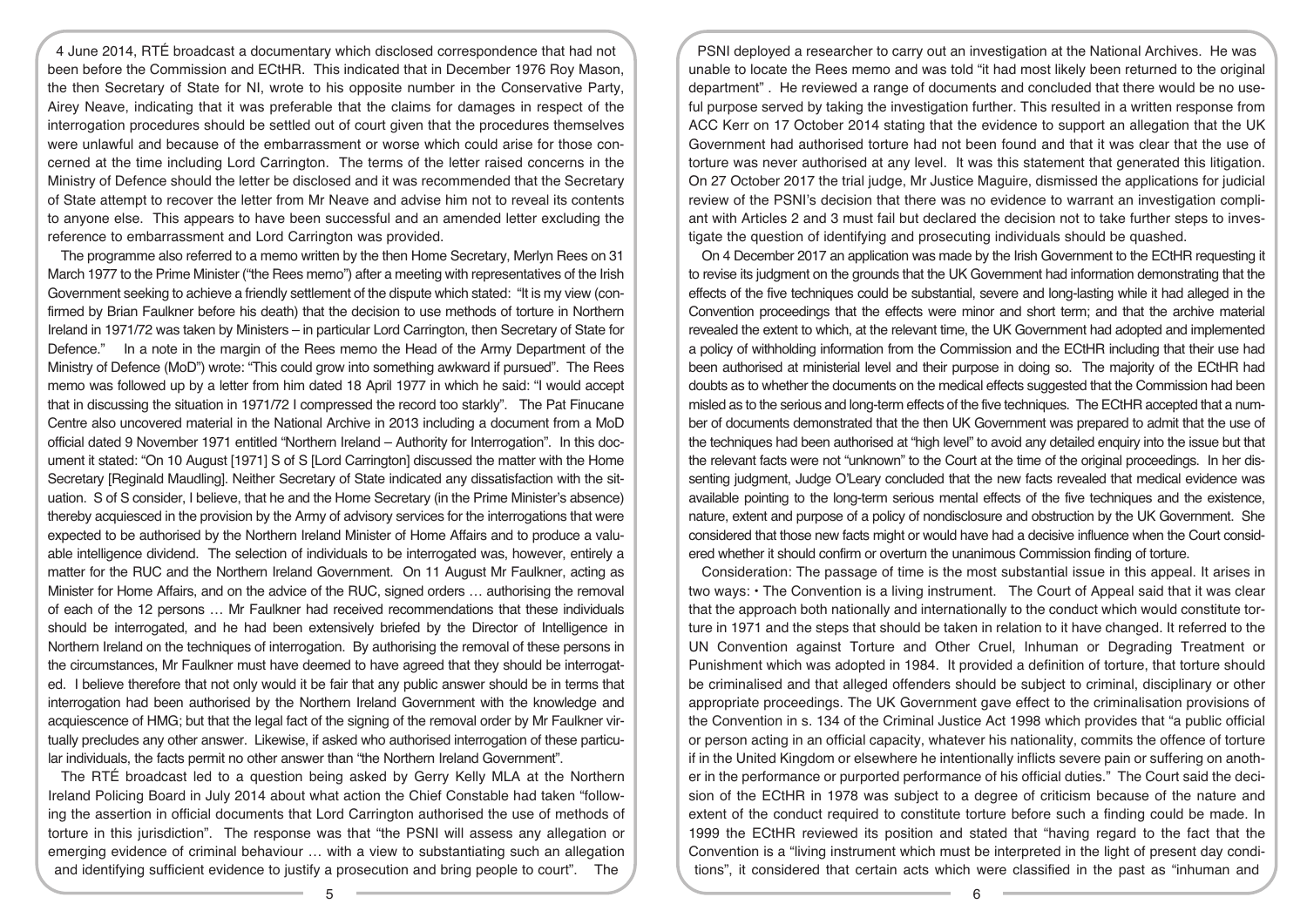4 June 2014, RTÉ broadcast a documentary which disclosed correspondence that had not been before the Commission and ECtHR. This indicated that in December 1976 Roy Mason, the then Secretary of State for NI, wrote to his opposite number in the Conservative Party, Airey Neave, indicating that it was preferable that the claims for damages in respect of the interrogation procedures should be settled out of court given that the procedures themselves were unlawful and because of the embarrassment or worse which could arise for those concerned at the time including Lord Carrington. The terms of the letter raised concerns in the Ministry of Defence should the letter be disclosed and it was recommended that the Secretary of State attempt to recover the letter from Mr Neave and advise him not to reveal its contents to anyone else. This appears to have been successful and an amended letter excluding the reference to embarrassment and Lord Carrington was provided.

The programme also referred to a memo written by the then Home Secretary, Merlyn Rees on 31 March 1977 to the Prime Minister ("the Rees memo") after a meeting with representatives of the Irish Government seeking to achieve a friendly settlement of the dispute which stated: "It is my view (confirmed by Brian Faulkner before his death) that the decision to use methods of torture in Northern Ireland in 1971/72 was taken by Ministers – in particular Lord Carrington, then Secretary of State for Defence." In a note in the margin of the Rees memo the Head of the Army Department of the Ministry of Defence (MoD") wrote: "This could grow into something awkward if pursued". The Rees memo was followed up by a letter from him dated 18 April 1977 in which he said: "I would accept that in discussing the situation in 1971/72 I compressed the record too starkly". The Pat Finucane Centre also uncovered material in the National Archive in 2013 including a document from a MoD official dated 9 November 1971 entitled "Northern Ireland – Authority for Interrogation". In this document it stated: "On 10 August [1971] S of S [Lord Carrington] discussed the matter with the Home Secretary [Reginald Maudling]. Neither Secretary of State indicated any dissatisfaction with the situation. S of S consider, I believe, that he and the Home Secretary (in the Prime Minister's absence) thereby acquiesced in the provision by the Army of advisory services for the interrogations that were expected to be authorised by the Northern Ireland Minister of Home Affairs and to produce a valuable intelligence dividend. The selection of individuals to be interrogated was, however, entirely a matter for the RUC and the Northern Ireland Government. On 11 August Mr Faulkner, acting as Minister for Home Affairs, and on the advice of the RUC, signed orders … authorising the removal of each of the 12 persons … Mr Faulkner had received recommendations that these individuals should be interrogated, and he had been extensively briefed by the Director of Intelligence in Northern Ireland on the techniques of interrogation. By authorising the removal of these persons in the circumstances, Mr Faulkner must have deemed to have agreed that they should be interrogated. I believe therefore that not only would it be fair that any public answer should be in terms that interrogation had been authorised by the Northern Ireland Government with the knowledge and acquiescence of HMG; but that the legal fact of the signing of the removal order by Mr Faulkner virtually precludes any other answer. Likewise, if asked who authorised interrogation of these particular individuals, the facts permit no other answer than "the Northern Ireland Government".

The RTÉ broadcast led to a question being asked by Gerry Kelly MLA at the Northern Ireland Policing Board in July 2014 about what action the Chief Constable had taken "following the assertion in official documents that Lord Carrington authorised the use of methods of torture in this jurisdiction". The response was that "the PSNI will assess any allegation or emerging evidence of criminal behaviour … with a view to substantiating such an allegation and identifying sufficient evidence to justify a prosecution and bring people to court". The PSNI deployed a researcher to carry out an investigation at the National Archives. He was unable to locate the Rees memo and was told "it had most likely been returned to the original department". He reviewed a range of documents and concluded that there would be no useful purpose served by taking the investigation further. This resulted in a written response from ACC Kerr on 17 October 2014 stating that the evidence to support an allegation that the UK Government had authorised torture had not been found and that it was clear that the use of torture was never authorised at any level. It was this statement that generated this litigation. On 27 October 2017 the trial judge, Mr Justice Maguire, dismissed the applications for judicial review of the PSNI's decision that there was no evidence to warrant an investigation compliant with Articles 2 and 3 must fail but declared the decision not to take further steps to investigate the question of identifying and prosecuting individuals should be quashed.

On 4 December 2017 an application was made by the Irish Government to the ECtHR requesting it to revise its judgment on the grounds that the UK Government had information demonstrating that the effects of the five techniques could be substantial, severe and long-lasting while it had alleged in the Convention proceedings that the effects were minor and short term; and that the archive material revealed the extent to which, at the relevant time, the UK Government had adopted and implemented a policy of withholding information from the Commission and the ECtHR including that their use had been authorised at ministerial level and their purpose in doing so. The majority of the ECtHR had doubts as to whether the documents on the medical effects suggested that the Commission had been misled as to the serious and long-term effects of the five techniques. The ECtHR accepted that a number of documents demonstrated that the UK Government was prepared to admit that the use of the techniques had been authorised at "high level" to avoid any detailed enquiry into the issue but that the relevant facts were not "unknown" to the Court at the time of the original proceedings. In her dissenting judgment, Judge O'Leary concluded that the new facts revealed that medical evidence was available pointing to the long-term serious mental effects of the five techniques and the existence, nature, extent and purpose of a policy of nondisclosure and obstruction by the UK Government. She considered that those new facts might or would have had a decisive influence when the Court considered whether it should confirm or overturn the unanimous Commission finding of torture.

Consideration: The passage of time is the most substantial issue in this appeal. It arises in two ways: • The Convention is a living instrument. The Court of Appeal said that it was clear that the approach both nationally and internationally to the conduct which would constitute torture in 1971 and the steps that should be taken in relation to it have changed. It referred to the UN Convention against Torture and Other Cruel, Inhuman or Degrading Treatment or Punishment which was adopted in 1984. It provided a definition of torture, that torture should be criminalised and that alleged offenders should be subject to criminal, disciplinary or other appropriate proceedings. The UK Government gave effect to the criminalisation provisions of the Convention in s. 134 of the Criminal Justice Act 1998 which provides that "a public official or person acting in an official capacity, whatever his nationality, commits the offence of torture if in the United Kingdom or elsewhere he intentionally inflicts severe pain or suffering on another in the performance or purported performance of his official duties." The Court said the decision of the ECtHR in 1978 was subject to a degree of criticism because of the nature and extent of the conduct required to constitute torture before such a finding could be made. In 1999 the ECtHR reviewed its position and stated that "having regard to the fact that the Convention is a "living instrument which must be interpreted in the light of present day conditions", it considered that certain acts which were classified in the past as "inhuman and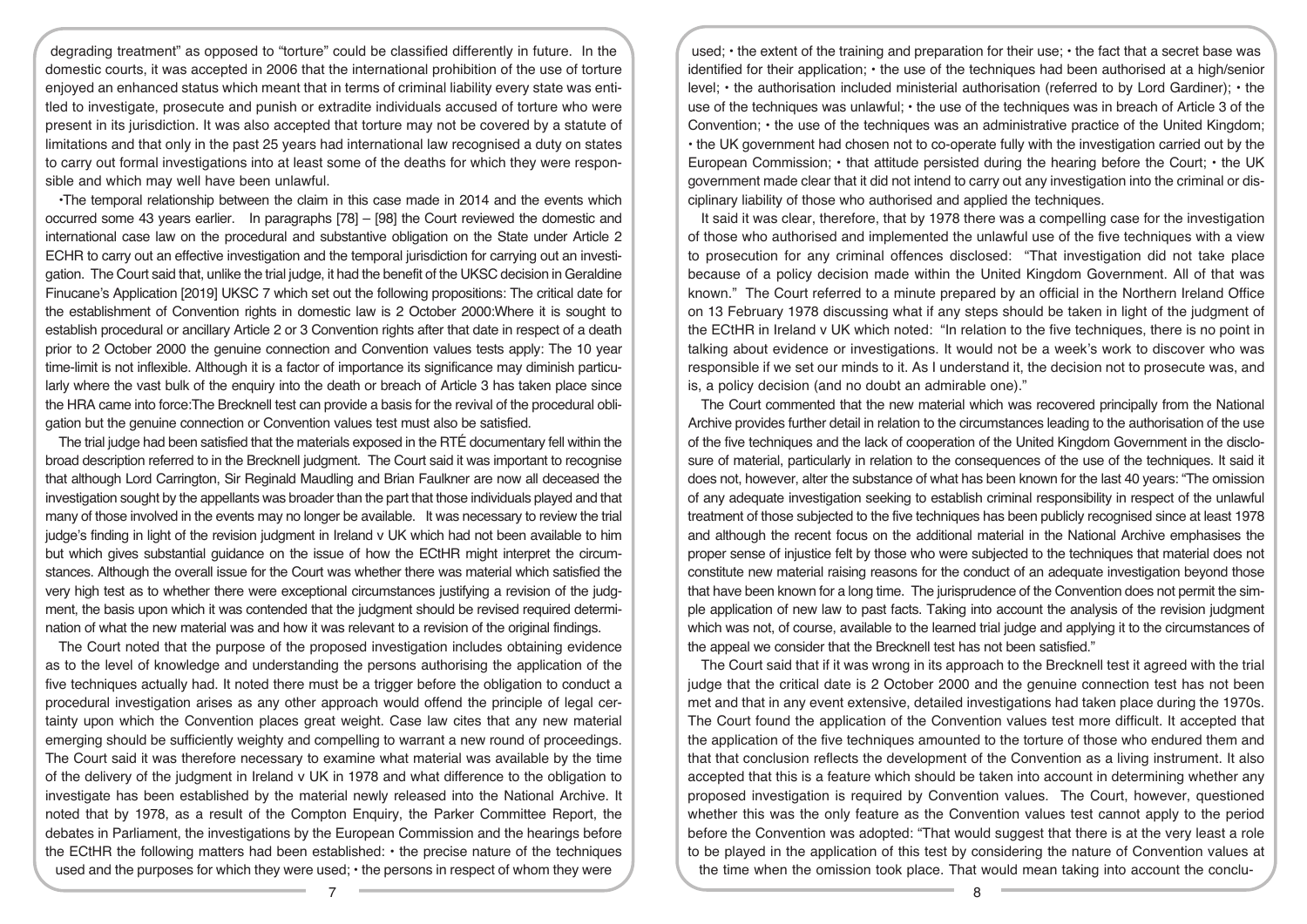degrading treatment" as opposed to "torture" could be classified differently in future. In the domestic courts, it was accepted in 2006 that the international prohibition of the use of torture enjoyed an enhanced status which meant that in terms of criminal liability every state was entitled to investigate, prosecute and punish or extradite individuals accused of torture who were present in its jurisdiction. It was also accepted that torture may not be covered by a statute of limitations and that only in the past 25 years had international law recognised a duty on states to carry out formal investigations into at least some of the deaths for which they were responsible and which may well have been unlawful.

•The temporal relationship between the claim in this case made in 2014 and the events which occurred some 43 years earlier. In paragraphs [78] – [98] the Court reviewed the domestic and international case law on the procedural and substantive obligation on the State under Article 2 ECHR to carry out an effective investigation and the temporal jurisdiction for carrying out an investigation. The Court said that, unlike the trial judge, it had the benefit of the UKSC decision in Geraldine Finucane's Application [2019] UKSC 7 which set out the following propositions: The critical date for the establishment of Convention rights in domestic law is 2 October 2000:Where it is sought to establish procedural or ancillary Article 2 or 3 Convention rights after that date in respect of a death prior to 2 October 2000 the genuine connection and Convention values tests apply: The 10 year time-limit is not inflexible. Although it is a factor of importance its significance may diminish particularly where the vast bulk of the enquiry into the death or breach of Article 3 has taken place since the HRA came into force:The Brecknell test can provide a basis for the revival of the procedural obligation but the genuine connection or Convention values test must also be satisfied.

The trial judge had been satisfied that the materials exposed in the RTÉ documentary fell within the broad description referred to in the Brecknell judgment. The Court said it was important to recognise that although Lord Carrington, Sir Reginald Maudling and Brian Faulkner are now all deceased the investigation sought by the appellants was broader than the part that those individuals played and that many of those involved in the events may no longer be available. It was necessary to review the trial judge's finding in light of the revision judgment in Ireland v UK which had not been available to him but which gives substantial guidance on the issue of how the ECtHR might interpret the circumstances. Although the overall issue for the Court was whether there was material which satisfied the very high test as to whether there were exceptional circumstances justifying a revision of the judgment, the basis upon which it was contended that the judgment should be revised required determination of what the new material was and how it was relevant to a revision of the original findings.

The Court noted that the purpose of the proposed investigation includes obtaining evidence as to the level of knowledge and understanding the persons authorising the application of the five techniques actually had. It noted there must be a trigger before the obligation to conduct a procedural investigation arises as any other approach would offend the principle of legal certainty upon which the Convention places great weight. Case law cites that any new material emerging should be sufficiently weighty and compelling to warrant a new round of proceedings. The Court said it was therefore necessary to examine what material was available by the time of the delivery of the judgment in Ireland v UK in 1978 and what difference to the obligation to investigate has been established by the material newly released into the National Archive. It noted that by 1978, as a result of the Compton Enquiry, the Parker Committee Report, the debates in Parliament, the investigations by the European Commission and the hearings before the ECtHR the following matters had been established: • the precise nature of the techniques used and the purposes for which they were used; • the persons in respect of whom they were used; • the extent of the training and preparation for their use; • the fact that a secret base was identified for their application; • the use of the techniques had been authorised at a high/senior level; • the authorisation included ministerial authorisation (referred to by Lord Gardiner); • the use of the techniques was unlawful; • the use of the techniques was in breach of Article 3 of the Convention; • the use of the techniques was an administrative practice of the United Kingdom; • the UK government had chosen not to co-operate fully with the investigation carried out by the European Commission; • that attitude persisted during the hearing before the Court; • the UK government made clear that it did not intend to carry out any investigation into the criminal or disciplinary liability of those who authorised and applied the techniques.

It said it was clear, therefore, that by 1978 there was a compelling case for the investigation of those who authorised and implemented the unlawful use of the five techniques with a view to prosecution for any criminal offences disclosed: "That investigation did not take place because of a policy decision made within the United Kingdom Government. All of that was known." The Court referred to a minute prepared by an official in the Northern Ireland Office on 13 February 1978 discussing what if any steps should be taken in light of the judgment of the ECtHR in Ireland v UK which noted: "In relation to the five techniques, there is no point in talking about evidence or investigations. It would not be a week's work to discover who was responsible if we set our minds to it. As I understand it, the decision not to prosecute was, and is, a policy decision (and no doubt an admirable one)."

The Court commented that the new material which was recovered principally from the National Archive provides further detail in relation to the circumstances leading to the authorisation of the use of the five techniques and the lack of cooperation of the United Kingdom Government in the disclosure of material, particularly in relation to the consequences of the use of the techniques. It said it does not, however, alter the substance of what has been known for the last 40 years: "The omission of any adequate investigation seeking to establish criminal responsibility in respect of the unlawful treatment of those subjected to the five techniques has been publicly recognised since at least 1978 and although the recent focus on the additional material in the National Archive emphasises the proper sense of injustice felt by those who were subjected to the techniques that material does not constitute new material raising reasons for the conduct of an adequate investigation beyond those that have been known for a long time. The jurisprudence of the Convention does not permit the simple application of new law to past facts. Taking into account the analysis of the revision judgment which was not, of course, available to the learned trial judge and applying it to the circumstances of the appeal we consider that the Brecknell test has not been satisfied."

The Court said that if it was wrong in its approach to the Brecknell test it agreed with the trial judge that the critical date is 2 October 2000 and the genuine connection test has not been met and that in any event extensive, detailed investigations had taken place during the 1970s. The Court found the application of the Convention values test more difficult. It accepted that the application of the five techniques amounted to the torture of those who endured them and that that conclusion reflects the development of the Convention as a living instrument. It also accepted that this is a feature which should be taken into account in determining whether any proposed investigation is required by Convention values. The Court, however, questioned whether this was the only feature as the Convention values test cannot apply to the period before the Convention was adopted: "That would suggest that there is at the very least a role to be played in the application of this test by considering the nature of Convention values at the time when the omission took place. That would mean taking into account the conclu-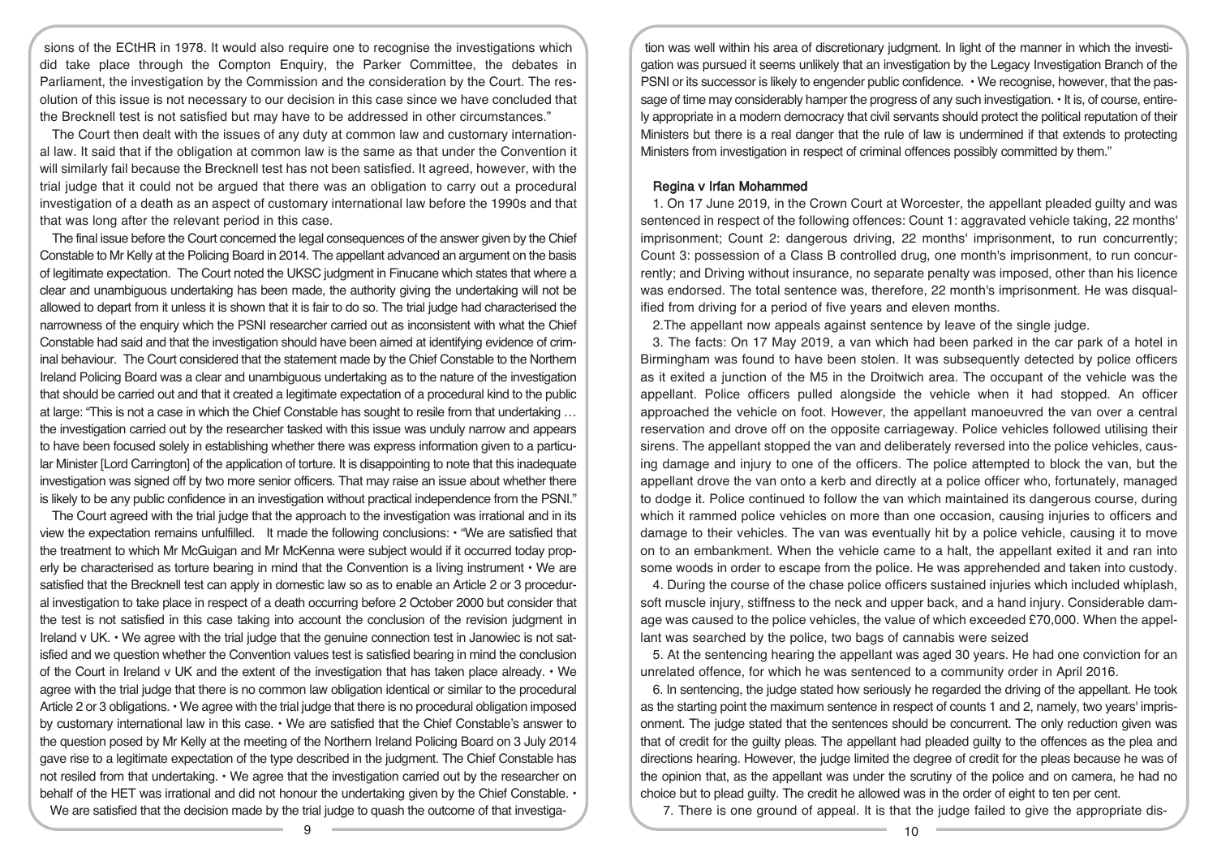sions of the ECtHR in 1978. It would also require one to recognise the investigations which did take place through the Compton Enquiry, the Parker Committee, the debates in Parliament, the investigation by the Commission and the consideration by the Court. The resolution of this issue is not necessary to our decision in this case since we have concluded that the Brecknell test is not satisfied but may have to be addressed in other circumstances."

The Court then dealt with the issues of any duty at common law and customary international law. It said that if the obligation at common law is the same as that under the Convention it will similarly fail because the Brecknell test has not been satisfied. It agreed, however, with the trial judge that it could not be argued that there was an obligation to carry out a procedural investigation of a death as an aspect of customary international law before the 1990s and that that was long after the relevant period in this case.

The final issue before the Court concerned the legal consequences of the answer given by the Chief Constable to Mr Kelly at the Policing Board in 2014. The appellant advanced an argument on the basis of legitimate expectation. The Court noted the UKSC judgment in Finucane which states that where a clear and unambiguous undertaking has been made, the authority giving the undertaking will not be allowed to depart from it unless it is shown that it is fair to do so. The trial judge had characterised the narrowness of the enquiry which the PSNI researcher carried out as inconsistent with what the Chief Constable had said and that the investigation should have been aimed at identifying evidence of criminal behaviour. The Court considered that the statement made by the Chief Constable to the Northern Ireland Policing Board was a clear and unambiguous undertaking as to the nature of the investigation that should be carried out and that it created a legitimate expectation of a procedural kind to the public at large: "This is not a case in which the Chief Constable has sought to resile from that undertaking … the investigation carried out by the researcher tasked with this issue was unduly narrow and appears to have been focused solely in establishing whether there was express information given to a particular Minister [Lord Carrington] of the application of torture. It is disappointing to note that this inadequate investigation was signed off by two more senior officers. That may raise an issue about whether there is likely to be any public confidence in an investigation without practical independence from the PSNI."

The Court agreed with the trial judge that the approach to the investigation was irrational and in its view the expectation remains unfulfilled. It made the following conclusions:

- "We are satisfied that the treatment to which Mr McGuigan and Mr McKenna were subject would if it occurred today properly be characterised as torture bearing in mind that the Convention is a living instrument
- We are satisfied that the Brecknell test can apply in domestic law so as to enable an Article 2 or 3 procedural investigation to take place in respect of a death occurring before 2 October 2000 but consider that the test is not satisfied in this case taking into account the conclusion of the revision judgment in Ireland v UK.
- We agree with the trial judge that the genuine connection test in Janowiec is not satisfied and we question whether the Convention values test is satisfied bearing in mind the conclusion of the Court in Ireland v UK and the extent of the investigation that has taken place already.
- We agree with the trial judge that there is no common law obligation identical or similar to the procedural Article 2 or 3 obligations.
- We agree with the trial judge that there is no procedural obligation imposed by customary international law in this case.
- We are satisfied that the Chief Constable's answer to the question posed by Mr Kelly at the meeting of the Northern Ireland Policing Board on 3 July 2014 gave rise to a legitimate expectation of the type described in the judgment. The Chief Constable has not resiled from that undertaking.
- We agree that the investigation carried out by the researcher on behalf of the HET was irrational and did not honour the undertaking given by the Chief Constable.
- We are satisfied that the decision made by the trial judge to quash the outcome of that investigation was well within his area of discretionary judgment. In light of the manner in which the investigation was pursued it seems unlikely that an investigation by the Legacy Investigation Branch of the PSNI or its successor is likely to engender public confidence.
- We recognise, however, that the passage of time may considerably hamper the progress of any such investigation.
- It is, of course, entirely appropriate in a modern democracy that civil servants should protect the political reputation of their Ministers but there is a real danger that the rule of law is undermined if that extends to protecting Ministers from investigation in respect of criminal offences possibly committed by them."

## Regina v Irfan Mohammed

1. On 17 June 2019, in the Crown Court at Worcester, the appellant pleaded guilty and was sentenced in respect of the following offences: Count 1: aggravated vehicle taking, 22 months' imprisonment; Count 2: dangerous driving, 22 months' imprisonment, to run concurrently; Count 3: possession of a Class B controlled drug, one month's imprisonment, to run concurrently; and Driving without insurance, no separate penalty was imposed, other than his licence was endorsed. The total sentence was, therefore, 22 month's imprisonment. He was disqualified from driving for a period of five years and eleven months.

2. The appellant now appeals against sentence by leave of the single judge.

3. The facts: On 17 May 2019, a van which had been parked in the car park of a hotel in Birmingham was found to have been stolen. It was subsequently detected by police officers as it exited a junction of the M5 in the Droitwich area. The occupant of the vehicle was the appellant. Police officers pulled alongside the vehicle when it had stopped. An officer approached the vehicle on foot. However, the appellant manoeuvred the van over a central reservation and drove off on the opposite carriageway. Police vehicles followed utilising their sirens. The appellant stopped the van and deliberately reversed into the police vehicles, causing damage and injury to one of the officers. The police attempted to block the van, but the appellant drove the van onto a kerb and directly at a police officer who, fortunately, managed to dodge it. Police continued to follow the van which maintained its dangerous course, during which it rammed police vehicles on more than one occasion, causing injuries to officers and damage to their vehicles. The van was eventually hit by a police vehicle, causing it to move on to an embankment. When the vehicle came to a halt, the appellant exited it and ran into some woods in order to escape from the police. He was apprehended and taken into custody.

4. During the course of the chase police officers sustained injuries which included whiplash, soft muscle injury, stiffness to the neck and upper back, and a hand injury. Considerable damage was caused to the police vehicles, the value of which exceeded £70,000. When the appellant was searched by the police, two bags of cannabis were seized

5. At the sentencing hearing the appellant was aged 30 years. He had one conviction for an unrelated offence, for which he was sentenced to a community order in April 2016.

6. In sentencing, the judge stated how seriously he regarded the driving of the appellant. He took as the starting point the maximum sentence in respect of counts 1 and 2, namely, two years' imprisonment. The judge stated that the sentences should be concurrent. The only reduction given was that of credit for the guilty pleas. The appellant had pleaded guilty to the offences as the plea and directions hearing. However, the judge limited the degree of credit for the pleas because he was of the opinion that, as the appellant was under the scrutiny of the police and on camera, he had no choice but to plead guilty. The credit he allowed was in the order of eight to ten per cent.

7. There is one ground of appeal. It is that the judge failed to give the appropriate dis-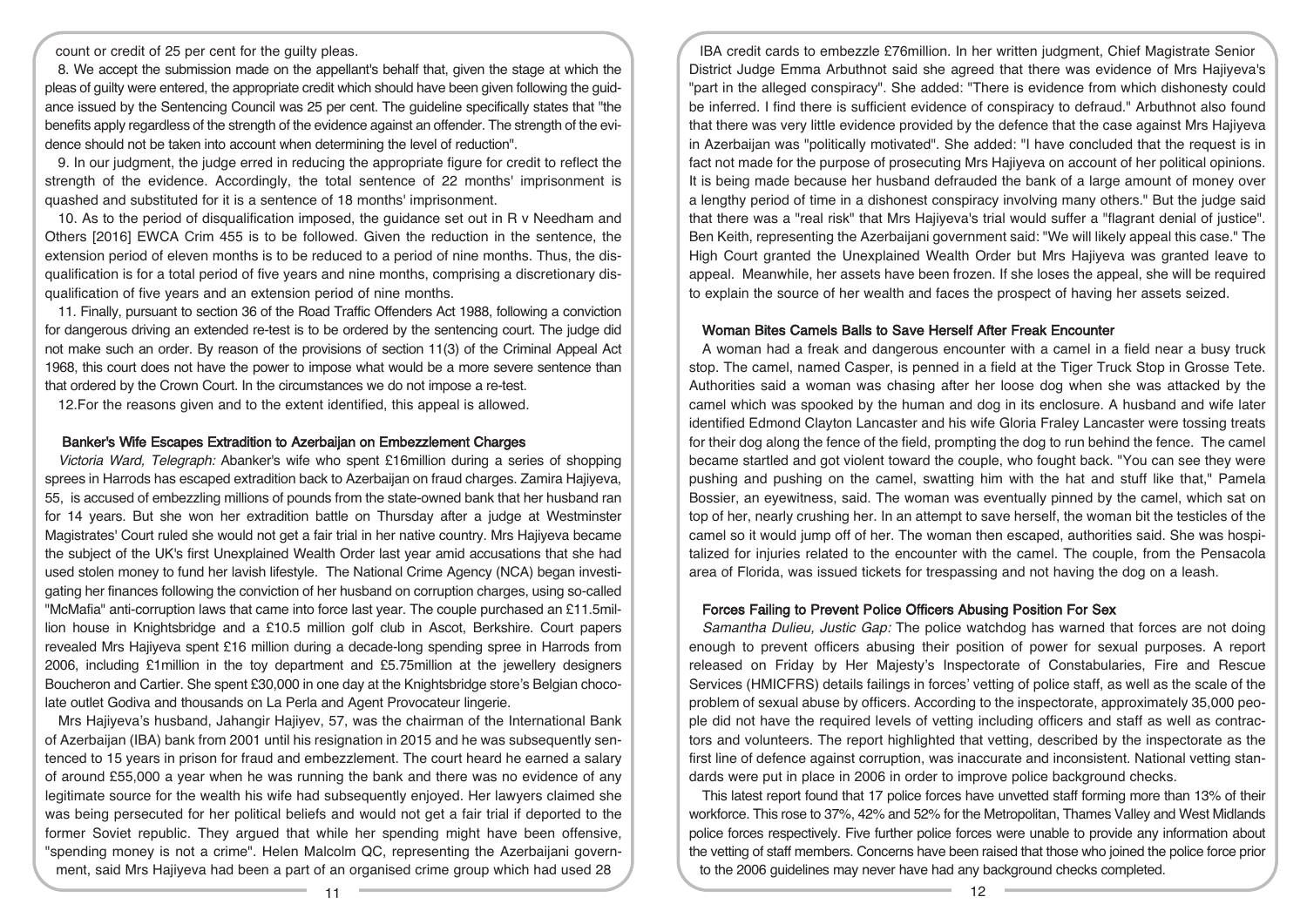count or credit of 25 per cent for the guilty pleas.

8. We accept the submission made on the appellant's behalf that, given the stage at which the pleas of guilty were entered, the appropriate credit which should have been given following the guidance issued by the Sentencing Council was 25 per cent. The guideline specifically states that "the benefits apply regardless of the strength of the evidence against an offender. The strength of the evidence should not be taken into account when determining the level of reduction".

9. In our judgment, the judge erred in reducing the appropriate figure for credit to reflect the strength of the evidence. Accordingly, the total sentence of 22 months' imprisonment is quashed and substituted for it is a sentence of 18 months' imprisonment.

10. As to the period of disqualification imposed, the guidance set out in R v Needham and Others [2016] EWCA Crim 455 is to be followed. Given the reduction in the sentence, the extension period of eleven months is to be reduced to a period of nine months. Thus, the disqualification is for a total period of five years and nine months, comprising a discretionary disqualification of five years and an extension period of nine months.

11. Finally, pursuant to section 36 of the Road Traffic Offenders Act 1988, following a conviction for dangerous driving an extended re-test is to be ordered by the sentencing court. The judge did not make such an order. By reason of the provisions of section 11(3) of the Criminal Appeal Act 1968, this court does not have the power to impose what would be a more severe sentence than that ordered by the Crown Court. In the circumstances we do not impose a re-test.

12.For the reasons given and to the extent identified, this appeal is allowed.

### Banker's Wife Escapes Extradition to Azerbaijan on Embezzlement Charges

*Victoria Ward, Telegraph:* Abanker's wife who spent £16million during a series of shopping sprees in Harrods has escaped extradition back to Azerbaijan on fraud charges. Zamira Hajiyeva, 55, is accused of embezzling millions of pounds from the state-owned bank that her husband ran for 14 years. But she won her extradition battle on Thursday after a judge at Westminster Magistrates' Court ruled she would not get a fair trial in her native country. Mrs Hajiyeva became the subject of the UK's first Unexplained Wealth Order last year amid accusations that she had used stolen money to fund her lavish lifestyle. The National Crime Agency (NCA) began investigating her finances following the conviction of her husband on corruption charges, using so-called "McMafia" anti-corruption laws that came into force last year. The couple purchased an £11.5million house in Knightsbridge and a £10.5 million golf club in Ascot, Berkshire. Court papers revealed Mrs Hajiyeva spent £16 million during a decade-long spending spree in Harrods from 2006, including £1million in the toy department and £5.75million at the jewellery designers Boucheron and Cartier. She spent £30,000 in one day at the Knightsbridge store's Belgian chocolate outlet Godiva and thousands on La Perla and Agent Provocateur lingerie.

Mrs Hajiyeva's husband, Jahangir Hajiyev, 57, was the chairman of the International Bank of Azerbaijan (IBA) bank from 2001 until his resignation in 2015 and he was subsequently sentenced to 15 years in prison for fraud and embezzlement. The court heard he earned a salary of around £55,000 a year when he was running the bank and there was no evidence of any legitimate source for the wealth his wife had subsequently enjoyed. Her lawyers claimed she was being persecuted for her political beliefs and would not get a fair trial if deported to the former Soviet republic. They argued that while her spending might have been offensive, "spending money is not a crime". Helen Malcolm QC, representing the Azerbaijani government, said Mrs Hajiyeva had been a part of an organised crime group which had used 28 IBA credit cards to embezzle £76million. In her written judgment, Chief Magistrate Senior District Judge Emma Arbuthnot said she agreed that there was evidence of Mrs Hajiyeva's "part in the alleged conspiracy". She added: "There is evidence from which dishonesty could be inferred. I find there is sufficient evidence of conspiracy to defraud." Arbuthnot also found that there was very little evidence provided by the defence that the case against Mrs Hajiyeva in Azerbaijan was "politically motivated". She added: "I have concluded that the request is in fact not made for the purpose of prosecuting Mrs Hajiyeva on account of her political opinions. It is being made because her husband defrauded the bank of a large amount of money over a lengthy period of time in a dishonest conspiracy involving many others." But the judge said that there was a "real risk" that Mrs Hajiyeva's trial would suffer a "flagrant denial of justice". Ben Keith, representing the Azerbaijani government said: "We will likely appeal this case." The High Court granted the Unexplained Wealth Order but Mrs Hajiyeva was granted leave to appeal. Meanwhile, her assets have been frozen. If she loses the appeal, she will be required to explain the source of her wealth and faces the prospect of having her assets seized.

### Woman Bites Camels Balls to Save Herself After Freak Encounter

A woman had a freak and dangerous encounter with a camel in a field near a busy truck stop. The camel, named Casper, is penned in a field at the Tiger Truck Stop in Grosse Tete. Authorities said a woman was chasing after her loose dog when she was attacked by the camel which was spooked by the human and dog in its enclosure. A husband and wife later identified Edmond Clayton Lancaster and his wife Gloria Fraley Lancaster were tossing treats for their dog along the fence of the field, prompting the dog to run behind the fence. The camel became startled and got violent toward the couple, who fought back. "You can see they were pushing and pushing on the camel, swatting him with the hat and stuff like that," Pamela Bossier, an eyewitness, said. The woman was eventually pinned by the camel, which sat on top of her, nearly crushing her. In an attempt to save herself, the woman bit the testicles of the camel so it would jump off of her. The woman then escaped, authorities said. She was hospitalized for injuries related to the encounter with the camel. The couple, from the Pensacola area of Florida, was issued tickets for trespassing and not having the dog on a leash.

### Forces Failing to Prevent Police Officers Abusing Position For Sex

*Samantha Dulieu, Justic Gap:* The police watchdog has warned that forces are not doing enough to prevent officers abusing their position of power for sexual purposes. A report released on Friday by Her Majesty's Inspectorate of Constabularies, Fire and Rescue Services (HMICFRS) details failings in forces' vetting of police staff, as well as the scale of the problem of sexual abuse by officers. According to the inspectorate, approximately 35,000 people did not have the required levels of vetting including officers and staff as well as contractors and volunteers. The report highlighted that vetting, described by the inspectorate as the first line of defence against corruption, was inaccurate and inconsistent. National vetting standards were put in place in 2006 in order to improve police background checks.

This latest report found that 17 police forces have unvetted staff forming more than 13% of their workforce. This rose to 37%, 42% and 52% for the Metropolitan, Thames Valley and West Midlands police forces respectively. Five further police forces were unable to provide any information about the vetting of staff members. Concerns have been raised that those who joined the police force prior to the 2006 guidelines may never have had any background checks completed.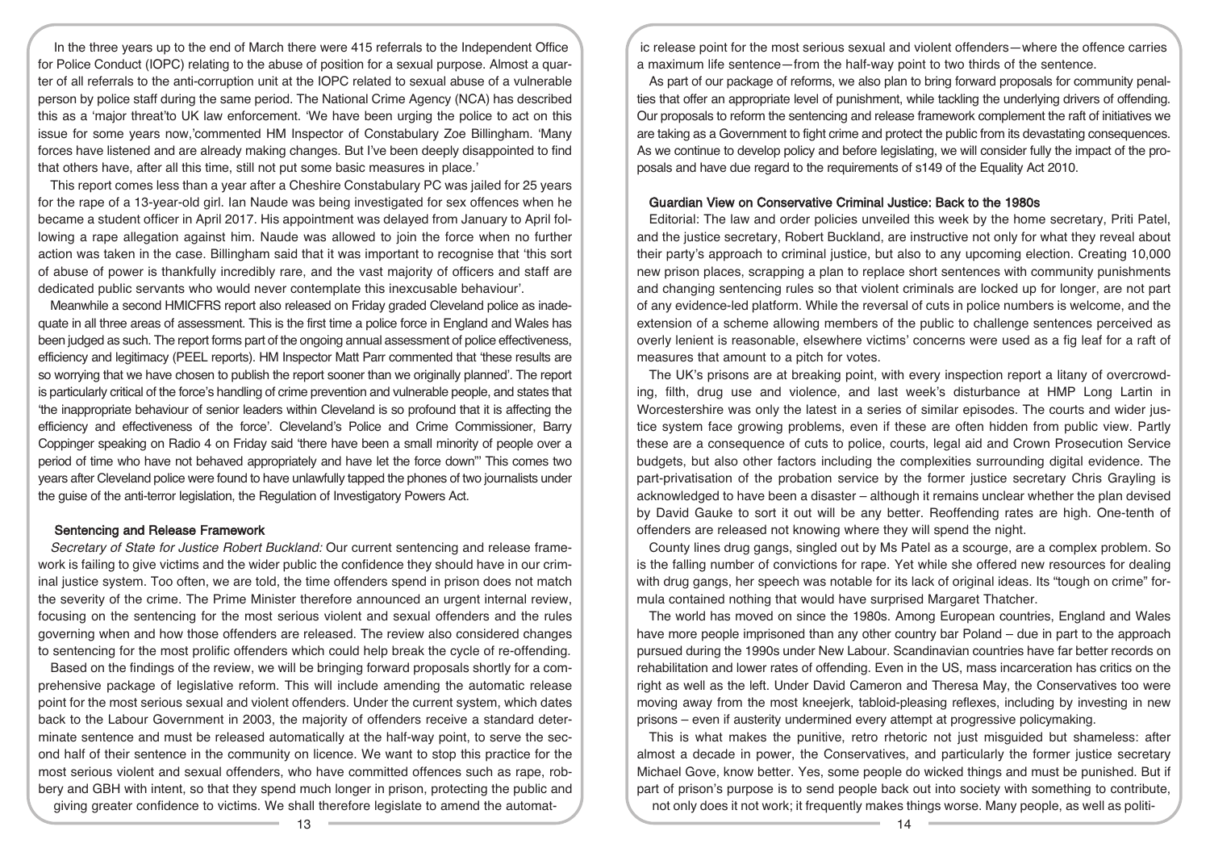In the three years up to the end of March there were 415 referrals to the Independent Office for Police Conduct (IOPC) relating to the abuse of position for a sexual purpose. Almost a quarter of all referrals to the anti-corruption unit at the IOPC related to sexual abuse of a vulnerable person by police staff during the same period. The National Crime Agency (NCA) has described this as a 'major threat'to UK law enforcement. 'We have been urging the police to act on this issue for some years now,'commented HM Inspector of Constabulary Zoe Billingham. 'Many forces have listened and are already making changes. But I've been deeply disappointed to find that others have, after all this time, still not put some basic measures in place.'

This report comes less than a year after a Cheshire Constabulary PC was jailed for 25 years for the rape of a 13-year-old girl. Ian Naude was being investigated for sex offences when he became a student officer in April 2017. His appointment was delayed from January to April following a rape allegation against him. Naude was allowed to join the force when no further action was taken in the case. Billingham said that it was important to recognise that 'this sort of abuse of power is thankfully incredibly rare, and the vast majority of officers and staff are dedicated public servants who would never contemplate this inexcusable behaviour'.

Meanwhile a second HMICFRS report also released on Friday graded Cleveland police as inadequate in all three areas of assessment. This is the first time a police force in England and Wales has been judged as such. The report forms part of the ongoing annual assessment of police effectiveness, efficiency and legitimacy (PEEL reports). HM Inspector Matt Parr commented that 'these results are so worrying that we have chosen to publish the report sooner than we originally planned'. The report is particularly critical of the force's handling of crime prevention and vulnerable people, and states that 'the inappropriate behaviour of senior leaders within Cleveland is so profound that it is affecting the efficiency and effectiveness of the force'. Cleveland's Police and Crime Commissioner, Barry Coppinger speaking on Radio 4 on Friday said 'there have been a small minority of people over a period of time who have not behaved appropriately and have let the force down'' This comes two years after Cleveland police were found to have unlawfully tapped the phones of two journalists under the guise of the anti-terror legislation, the Regulation of Investigatory Powers Act.

### Sentencing and Release Framework

*Secretary of State for Justice Robert Buckland:* Our current sentencing and release framework is failing to give victims and the wider public the confidence they should have in our criminal justice system. Too often, we are told, the time offenders spend in prison does not match the severity of the crime. The Prime Minister therefore announced an urgent internal review, focusing on the sentencing for the most serious violent and sexual offenders and the rules governing when and how those offenders are released. The review also considered changes to sentencing for the most prolific offenders which could help break the cycle of re-offending.

Based on the findings of the review, we will be bringing forward proposals shortly for a comprehensive package of legislative reform. This will include amending the automatic release point for the most serious sexual and violent offenders. Under the current system, which dates back to the Labour Government in 2003, the majority of offenders receive a standard determinate sentence and must be released automatically at the half-way point, to serve the second half of their sentence in the community on licence. We want to stop this practice for the most serious violent and sexual offenders, who have committed offences such as rape, robbery and GBH with intent, so that they spend much longer in prison, protecting the public and giving greater confidence to victims. We shall therefore legislate to amend the automatic release point for the most serious sexual and violent offenders—where the offence carries a maximum life sentence—from the half-way point to two thirds of the sentence.

As part of our package of reforms, we also plan to bring forward proposals for community penalties that offer an appropriate level of punishment, while tackling the underlying drivers of offending. Our proposals to reform the sentencing and release framework complement the raft of initiatives we are taking as a Government to fight crime and protect the public from its devastating consequences. As we continue to develop policy and before legislating, we will consider fully the impact of the proposals and have due regard to the requirements of s149 of the Equality Act 2010.

### Guardian View on Conservative Criminal Justice: Back to the 1980s

Editorial: The law and order policies unveiled this week by the home secretary, Priti Patel, and the justice secretary, Robert Buckland, are instructive not only for what they reveal about their party's approach to criminal justice, but also to any upcoming election. Creating 10,000 new prison places, scrapping a plan to replace short sentences with community punishments and changing sentencing rules so that violent criminals are locked up for longer, are not part of any evidence-led platform. While the reversal of cuts in police numbers is welcome, and the extension of a scheme allowing members of the public to challenge sentences perceived as overly lenient is reasonable, elsewhere victims' concerns were used as a fig leaf for a raft of measures that amount to a pitch for votes.

The UK's prisons are at breaking point, with every inspection report a litany of overcrowding, filth, drug use and violence, and last week's disturbance at HMP Long Lartin in Worcestershire was only the latest in a series of similar episodes. The courts and wider justice system face growing problems, even if these are often hidden from public view. Partly these are a consequence of cuts to police, courts, legal aid and Crown Prosecution Service budgets, but also other factors including the complexities surrounding digital evidence. The part-privatisation of the probation service by the former justice secretary Chris Grayling is acknowledged to have been a disaster – although it remains unclear whether the plan devised by David Gauke to sort it out will be any better. Reoffending rates are high. One-tenth of offenders are released not knowing where they will spend the night.

County lines drug gangs, singled out by Ms Patel as a scourge, are a complex problem. So is the falling number of convictions for rape. Yet while she offered new resources for dealing with drug gangs, her speech was notable for its lack of original ideas. Its "tough on crime" formula contained nothing that would have surprised Margaret Thatcher.

The world has moved on since the 1980s. Among European countries, England and Wales have more people imprisoned than any other country bar Poland – due in part to the approach pursued during the 1990s under New Labour. Scandinavian countries have far better records on rehabilitation and lower rates of offending. Even in the US, mass incarceration has critics on the right as well as the left. Under David Cameron and Theresa May, the Conservatives too were moving away from the most kneejerk, tabloid-pleasing reflexes, including by investing in new prisons – even if austerity undermined every attempt at progressive policymaking.

This is what makes the punitive, retro rhetoric not just misguided but shameless: after almost a decade in power, the Conservatives, and particularly the former justice secretary Michael Gove, know better. Yes, some people do wicked things and must be punished. But if part of prison's purpose is to send people back out into society with something to contribute, not only does it not work; it frequently makes things worse. Many people, as well as politi-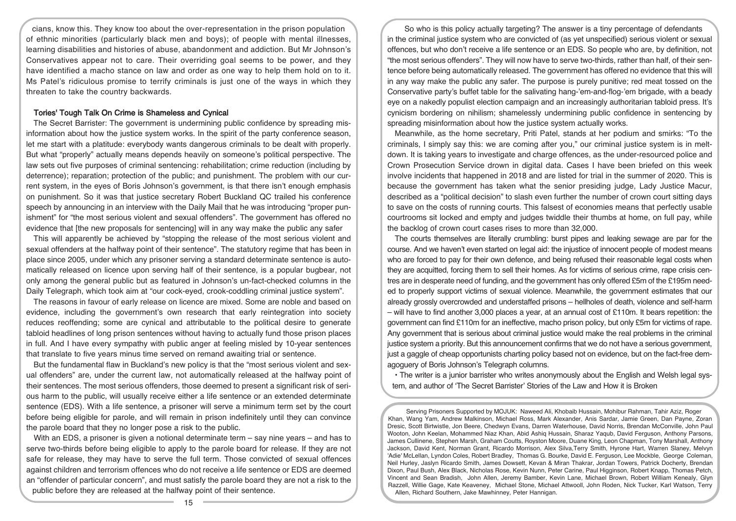cians, know this. They know too about the over-representation in the prison population of ethnic minorities (particularly black men and boys); of people with mental illnesses, learning disabilities and histories of abuse, abandonment and addiction. But Mr Johnson's Conservatives appear not to care. Their overriding goal seems to be power, and they have identified a macho stance on law and order as one way to help them hold on to it. Ms Patel's ridiculous promise to terrify criminals is just one of the ways in which they threaten to take the country backwards.

## Tories' Tough Talk On Crime is Shameless and Cynical

The Secret Barrister: The government is undermining public confidence by spreading misinformation about how the justice system works. In the spirit of the party conference season, let me start with a platitude: everybody wants dangerous criminals to be dealt with properly. But what "properly" actually means depends heavily on someone's political perspective. The law sets out five purposes of criminal sentencing: rehabilitation; crime reduction (including by deterrence); reparation; protection of the public; and punishment. The problem with our current system, in the eyes of Boris Johnson's government, is that there isn't enough emphasis on punishment. So it was that justice secretary Robert Buckland QC trailed his conference speech by announcing in an interview with the Daily Mail that he was introducing "proper punishment" for "the most serious violent and sexual offenders". The government has offered no evidence that [the new proposals for sentencing] will in any way make the public any safer

This will apparently be achieved by "stopping the release of the most serious violent and sexual offenders at the halfway point of their sentence". The statutory regime that has been in place since 2005, under which any prisoner serving a standard determinate sentence is automatically released on licence upon serving half of their sentence, is a popular bugbear, not only among the general public but as featured in Johnson's un-fact-checked columns in the Daily Telegraph, which took aim at "our cock-eyed, crook-coddling criminal justice system".

The reasons in favour of early release on licence are mixed. Some are noble and based on evidence, including the government's own research that early reintegration into society reduces reoffending; some are cynical and attributable to the political desire to generate tabloid headlines of long prison sentences without having to actually fund those prison places in full. And I have every sympathy with public anger at feeling misled by 10-year sentences that translate to five years minus time served on remand awaiting trial or sentence.

But the fundamental flaw in Buckland's new policy is that the "most serious violent and sexual offenders" are, under the current law, not automatically released at the halfway point of their sentences. The most serious offenders, those deemed to present a significant risk of serious harm to the public, will usually receive either a life sentence or an extended determinate sentence (EDS). With a life sentence, a prisoner will serve a minimum term set by the court before being eligible for parole, and will remain in prison indefinitely until they can convince the parole board that they no longer pose a risk to the public.

With an EDS, a prisoner is given a notional determinate term – say nine years – and has to serve two-thirds before being eligible to apply to the parole board for release. If they are not safe for release, they may have to serve the full term. Those convicted of sexual offences against children and terrorism offences who do not receive a life sentence or EDS are deemed an "offender of particular concern", and must satisfy the parole board they are not a risk to the public before they are released at the halfway point of their sentence.

So who is this policy actually targeting? The answer is a tiny percentage of defendants in the criminal justice system who are convicted of (as yet unspecified) serious violent or sexual offences, but who don't receive a life sentence or an EDS. So people who are, by definition, not "the most serious offenders". They will now have to serve two-thirds, rather than half, of their sentence before being automatically released. The government has offered no evidence that this will in any way make the public any safer. The purpose is purely punitive; red meat tossed on the Conservative party's buffet table for the salivating hang-'em-and-flog-'em brigade, with a beady eye on a nakedly populist election campaign and an increasingly authoritarian tabloid press. It's cynicism bordering on nihilism; shamelessly undermining public confidence in sentencing by spreading misinformation about how the justice system actually works.

Meanwhile, as the home secretary, Priti Patel, stands at her podium and smirks: "To the criminals, I simply say this: we are coming after you," our criminal justice system is in meltdown. It is taking years to investigate and charge offences, as the under-resourced police and Crown Prosecution Service drown in digital data. Cases I have been briefed on this week involve incidents that happened in 2018 and are listed for trial in the summer of 2020. This is because the government has taken what the senior presiding judge, Lady Justice Macur, described as a "political decision" to slash even further the number of crown court sitting days to save on the costs of running courts. This falsest of economies means that perfectly usable courtrooms sit locked and empty and judges twiddle their thumbs at home, on full pay, while the backlog of crown court cases rises to more than 32,000.

The courts themselves are literally crumbling: burst pipes and leaking sewage are par for the course. And we haven't even started on legal aid: the injustice of innocent people of modest means who are forced to pay for their own defence, and being refused their reasonable legal costs when they are acquitted, forcing them to sell their homes. As for victims of serious crime, rape crisis centres are in desperate need of funding, and the government has only offered £5m of the £195m needed to properly support victims of sexual violence. Meanwhile, the government estimates that our already grossly overcrowded and understaffed prisons – hellholes of death, violence and self-harm – will have to find another 3,000 places a year, at an annual cost of £110m. It bears repetition: the government can find £110m for an ineffective, macho prison policy, but only £5m for victims of rape. Any government that is serious about criminal justice would make the real problems in the criminal justice system a priority. But this announcement confirms that we do not have a serious government, just a gaggle of cheap opportunists charting policy based not on evidence, but on the fact-free demagoguery of Boris Johnson's Telegraph columns.

• The writer is a junior barrister who writes anonymously about the English and Welsh legal system, and author of 'The Secret Barrister' Stories of the Law and How it is Broken

Serving Prisoners Supported by MOJUK: Naweed Ali, Khobaib Hussain, Mohibur Rahman, Tahir Aziz, Roger Khan, Wang Yam, Andrew Malkinson, Michael Ross, Mark Alexander, Anis Sardar, Jamie Green, Dan Payne, Zoran Dresic, Scott Birtwistle, Jon Beere, Chedwyn Evans, Darren Waterhouse, David Norris, Brendan McConville, John Paul Wooton, John Keelan, Mohammed Niaz Khan, Abid Ashiq Hussain, Sharaz Yaqub, David Ferguson, Anthony Parsons, James Cullinene, Stephen Marsh, Graham Coutts, Royston Moore, Duane King, Leon Chapman, Tony Marshall, Anthony Jackson, David Kent, Norman Grant, Ricardo Morrison, Alex Silva,Terry Smith, Hyrone Hart, Warren Slaney, Melvyn 'Adie' McLellan, Lyndon Coles, Robert Bradley, Thomas G. Bourke, David E. Ferguson, Lee Mockble, George Coleman, Neil Hurley, Jaslyn Ricardo Smith, James Dowsett, Kevan & Miran Thakrar, Jordan Towers, Patrick Docherty, Brendan Dixon, Paul Bush, Alex Black, Nicholas Rose, Kevin Nunn, Peter Carine, Paul Higginson, Robert Knapp, Thomas Petch, Vincent and Sean Bradish, John Allen, Jeremy Bamber, Kevin Lane, Michael Brown, Robert William Kenealy, Glyn Razzell, Willie Gage, Kate Keaveney, Michael Stone, Michael Attwooll, John Roden, Nick Tucker, Karl Watson, Terry Allen, Richard Southern, Jake Mawhinney, Peter Hannigan.